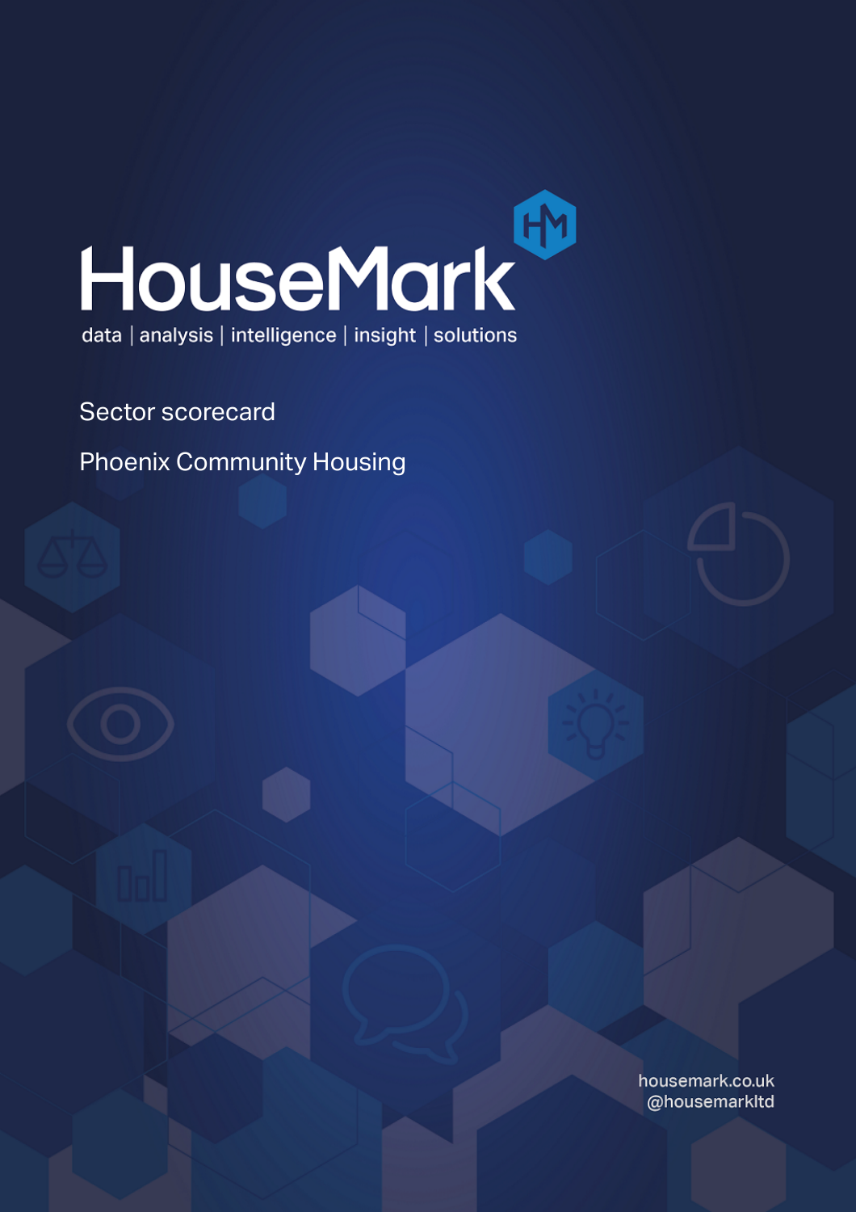# HouseMark

data | analysis | intelligence | insight | solutions

## Sector scorecard

## Phoenix Community Housing

housemark.co.uk
@housemarkltd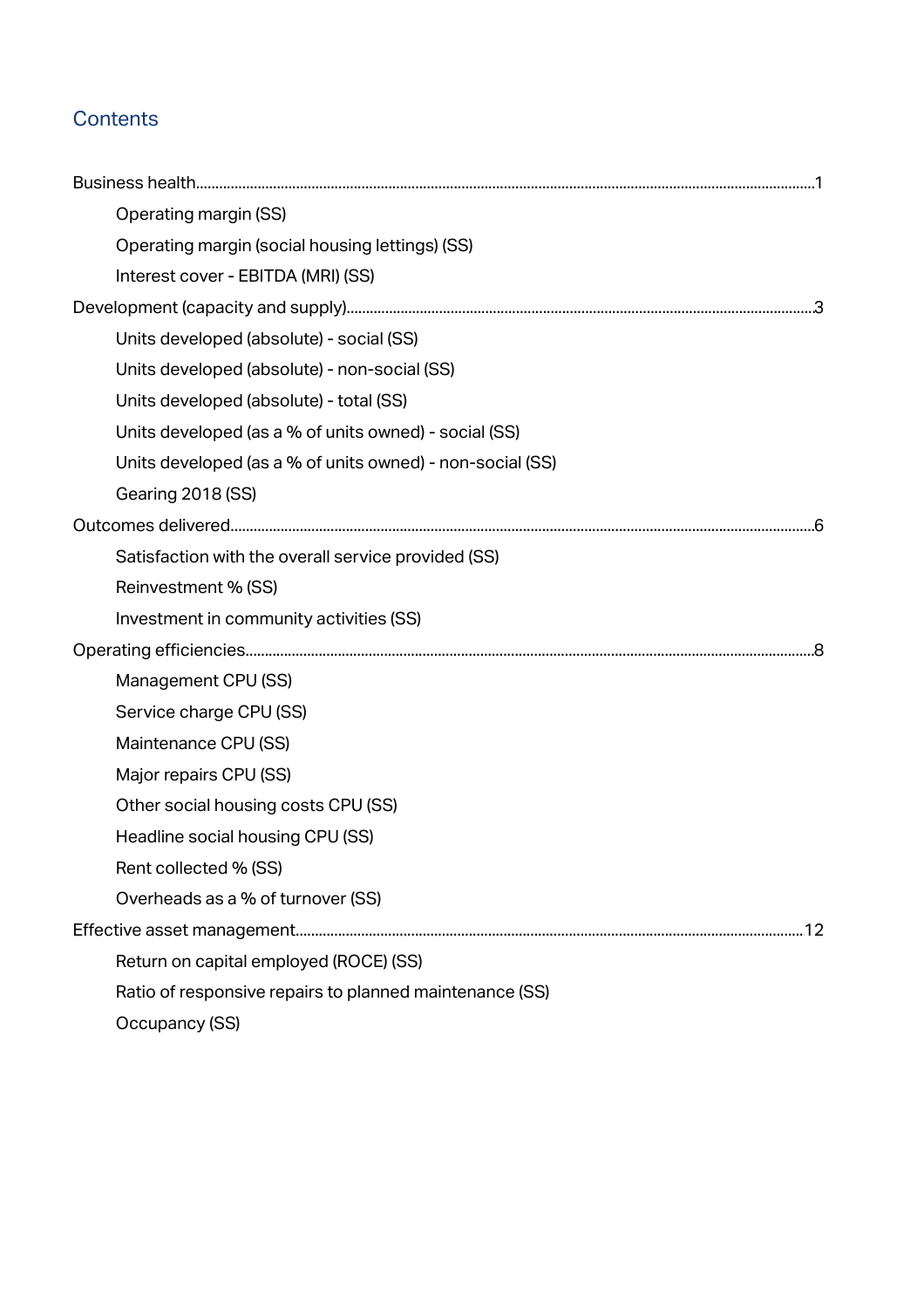## Contents

Business health......1

- Operating margin (SS)
- Operating margin (social housing lettings) (SS)
- Interest cover - EBITDA (MRI) (SS)

Development (capacity and supply)......3

- Units developed (absolute) - social (SS)
- Units developed (absolute) - non-social (SS)
- Units developed (absolute) - total (SS)
- Units developed (as a % of units owned) - social (SS)
- Units developed (as a % of units owned) - non-social (SS)
- Gearing 2018 (SS)

Outcomes delivered......6

- Satisfaction with the overall service provided (SS)
- Reinvestment % (SS)
- Investment in community activities (SS)

Operating efficiencies......8

- Management CPU (SS)
- Service charge CPU (SS)
- Maintenance CPU (SS)
- Major repairs CPU (SS)
- Other social housing costs CPU (SS)
- Headline social housing CPU (SS)
- Rent collected % (SS)
- Overheads as a % of turnover (SS)

Effective asset management......12

- Return on capital employed (ROCE) (SS)
- Ratio of responsive repairs to planned maintenance (SS)
- Occupancy (SS)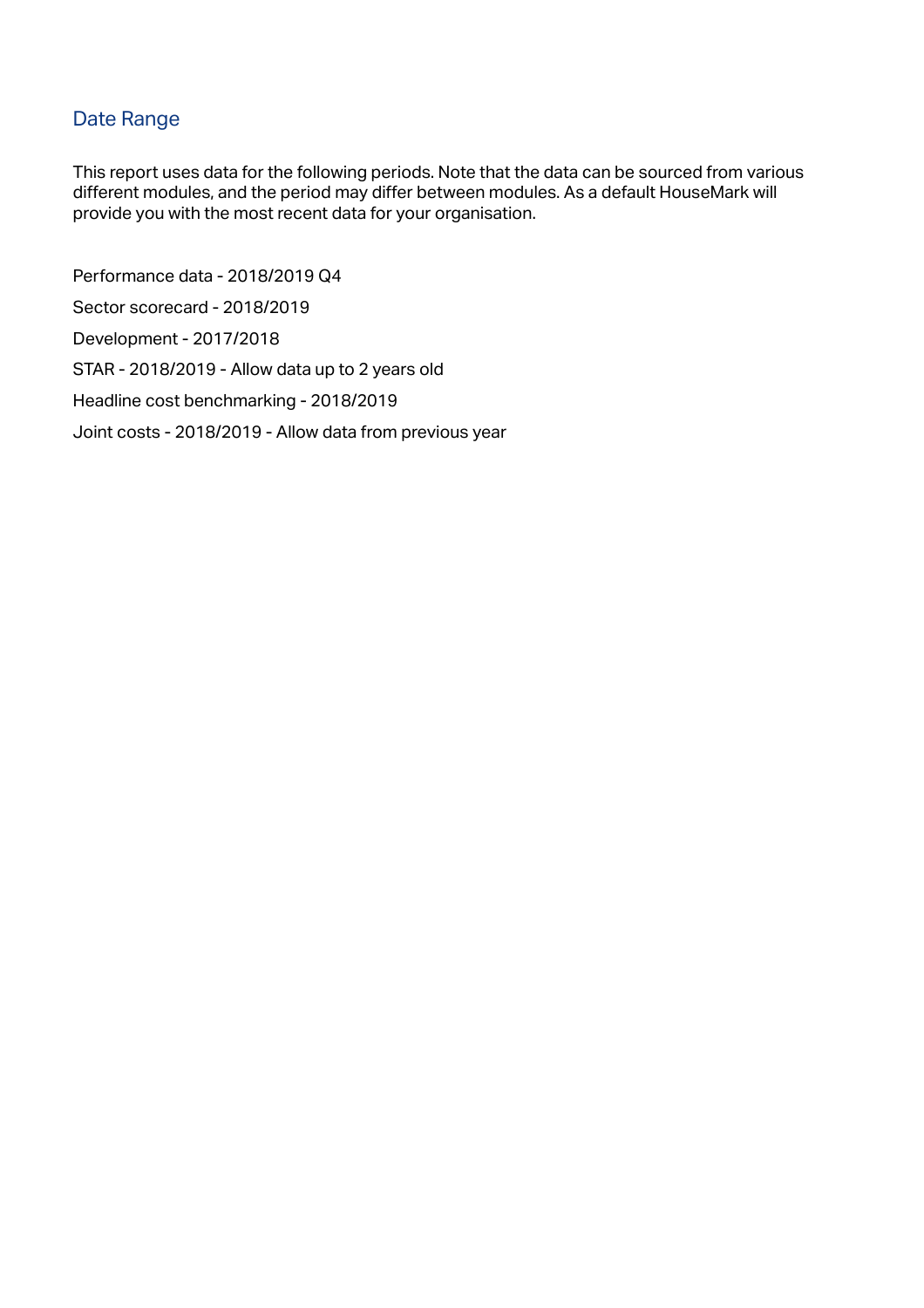## Date Range

This report uses data for the following periods. Note that the data can be sourced from various different modules, and the period may differ between modules. As a default HouseMark will provide you with the most recent data for your organisation.

Performance data - 2018/2019 Q4

Sector scorecard - 2018/2019

Development - 2017/2018

STAR - 2018/2019 - Allow data up to 2 years old

Headline cost benchmarking - 2018/2019

Joint costs - 2018/2019 - Allow data from previous year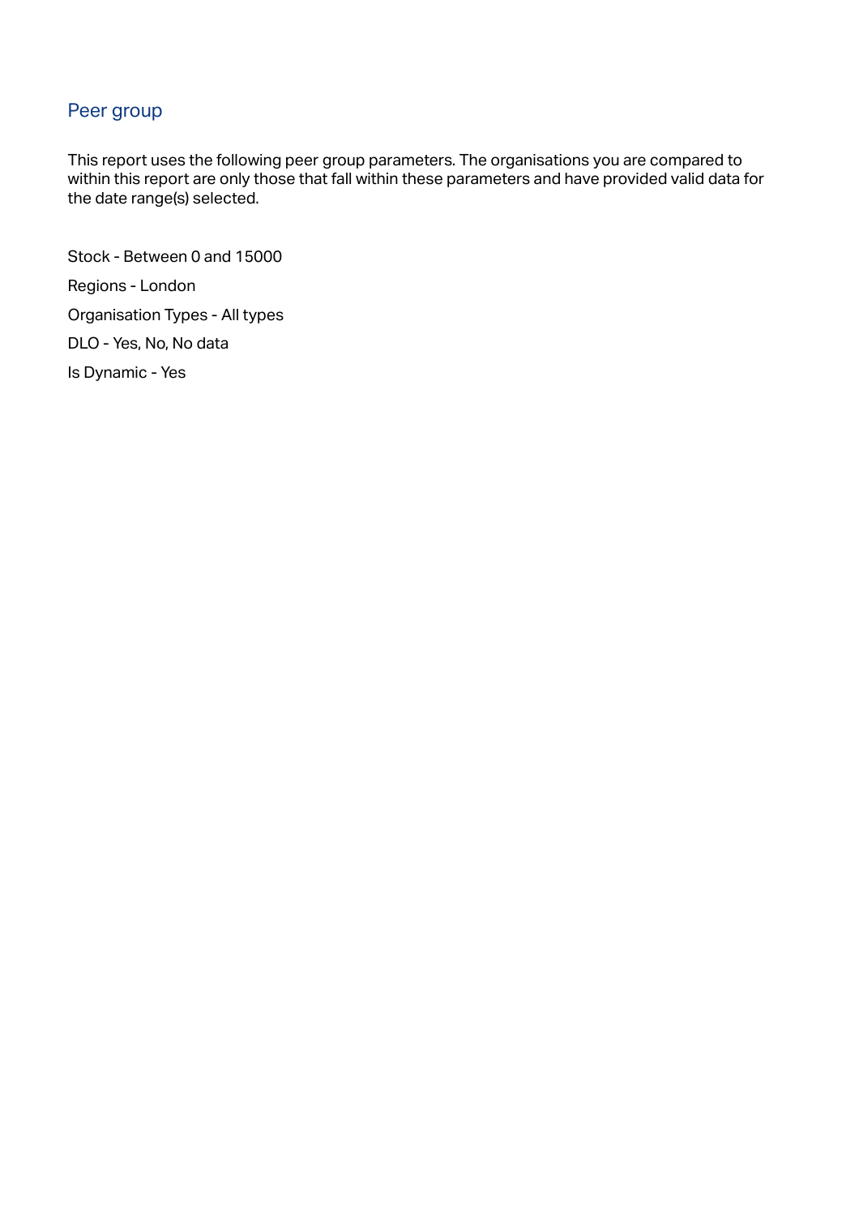## Peer group

This report uses the following peer group parameters. The organisations you are compared to within this report are only those that fall within these parameters and have provided valid data for the date range(s) selected.

Stock - Between 0 and 15000

Regions - London

Organisation Types - All types

DLO - Yes, No, No data

Is Dynamic - Yes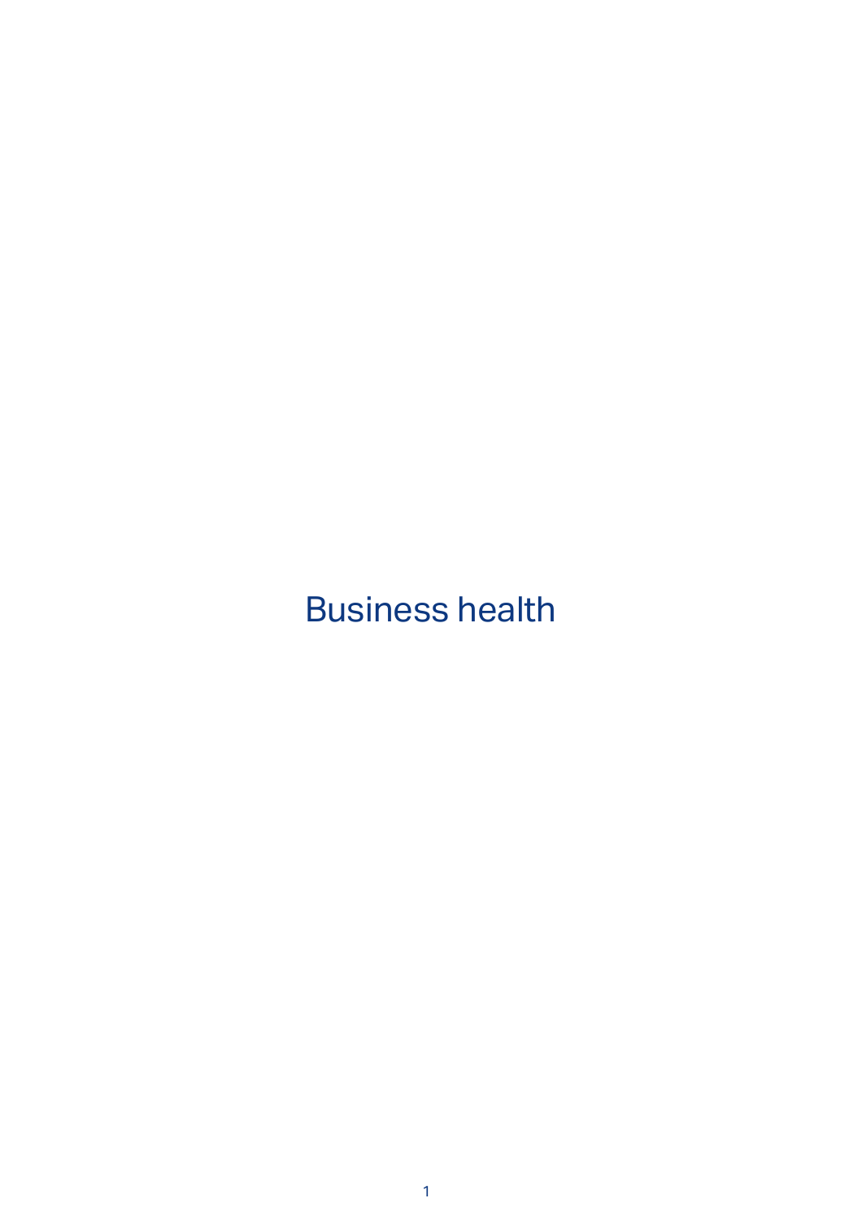# Business health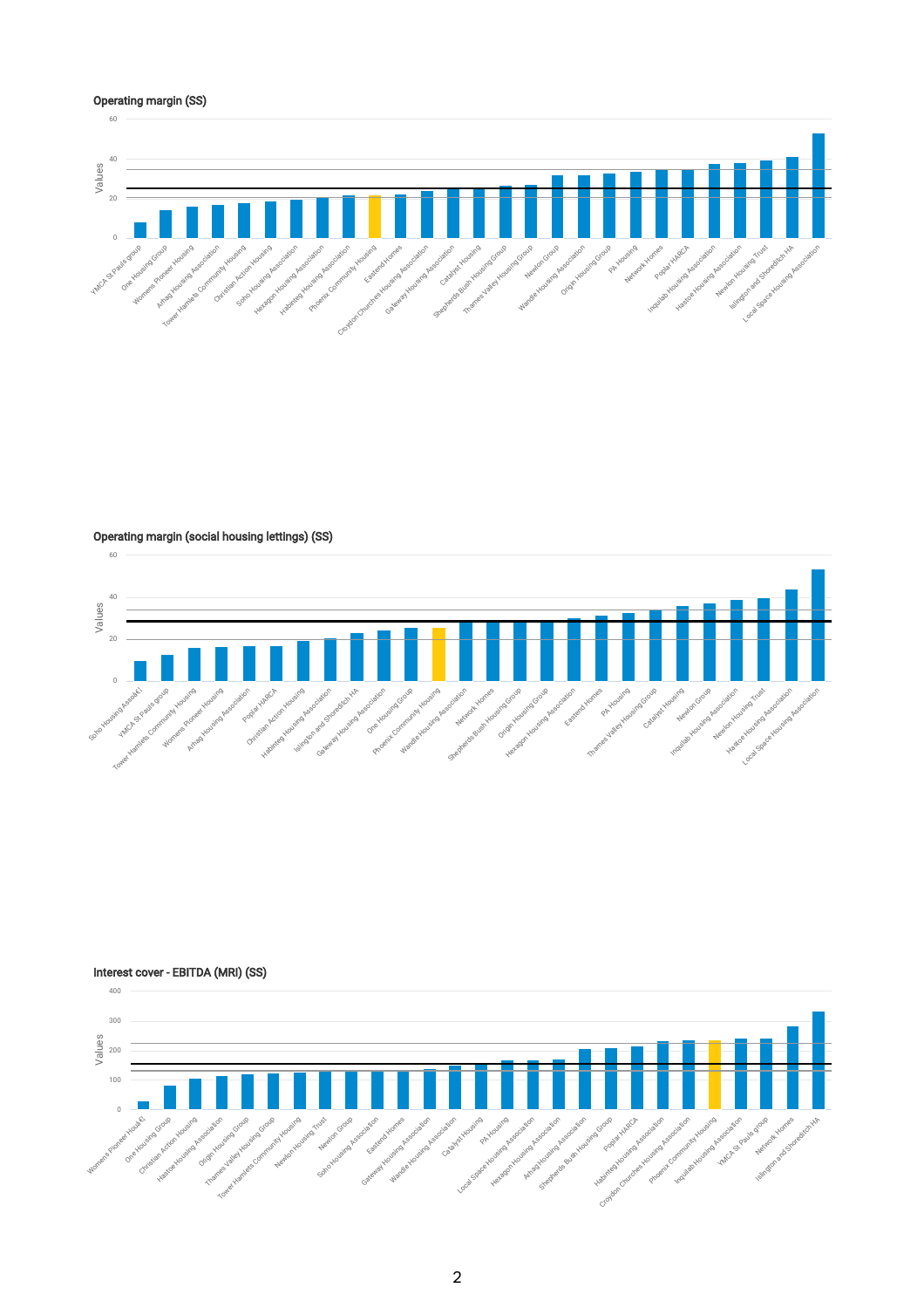### Operating margin (SS)

Values

60
40
20
0

YMCA St Pauls group, One Housing Group, Womens Pioneer Housing, Arhag Housing Association, Tower Hamlets Community Housing, Christian Action Housing, Soho Housing Association, Hexagon Housing Association, Habinteg Housing Association, Phoenix Community Housing, Eastend Homes, Croydon Churches Housing Association, Gateway Housing Association, Catalyst Housing, Shepherds Bush Housing Group, Thames Valley Housing Group, Newlon Group, Wandle Housing Association, Origin Housing Group, PA Housing, Network Homes, Poplar HARCA, Inquilab Housing Association, Hastoe Housing Association, Newlon Housing Trust, Islington and Shoreditch HA, Local Space Housing Association

### Operating margin (social housing lettings) (SS)

Values

60
40
20
0

Soho Housing Associ€), YMCA St Pauls group, Tower Hamlets Community Housing, Womens Pioneer Housing, Arhag Housing Association, Poplar HARCA, Christian Action Housing, Habinteg Housing Association, Islington and Shoreditch HA, Gateway Housing Association, One Housing Group, Phoenix Community Housing, Wandle Housing Association, Network Homes, Shepherds Bush Housing Group, Origin Housing Group, Hexagon Housing Association, Eastend Homes, PA Housing, Thames Valley Housing Group, Catalyst Housing, Newlon Group, Inquilab Housing Association, Newlon Housing Trust, Hastoe Housing Association, Local Space Housing Association

### Interest cover - EBITDA (MRI) (SS)

Values

400
300
200
100
0

Womens Pioneer Housi€), One Housing Group, Christian Action Housing, Hastoe Housing Association, Origin Housing Group, Thames Valley Housing Group, Tower Hamlets Community Housing, Newlon Housing Trust, Newlon Group, Soho Housing Association, Eastend Homes, Gateway Housing Association, Wandle Housing Association, Catalyst Housing, PA Housing, Local Space Housing Association, Hexagon Housing Association, Arhag Housing Association, Shepherds Bush Housing Group, Poplar HARCA, Habinteg Housing Association, Croydon Churches Housing Association, Phoenix Community Housing, Inquilab Housing Association, YMCA St Pauls group, Network Homes, Islington and Shoreditch HA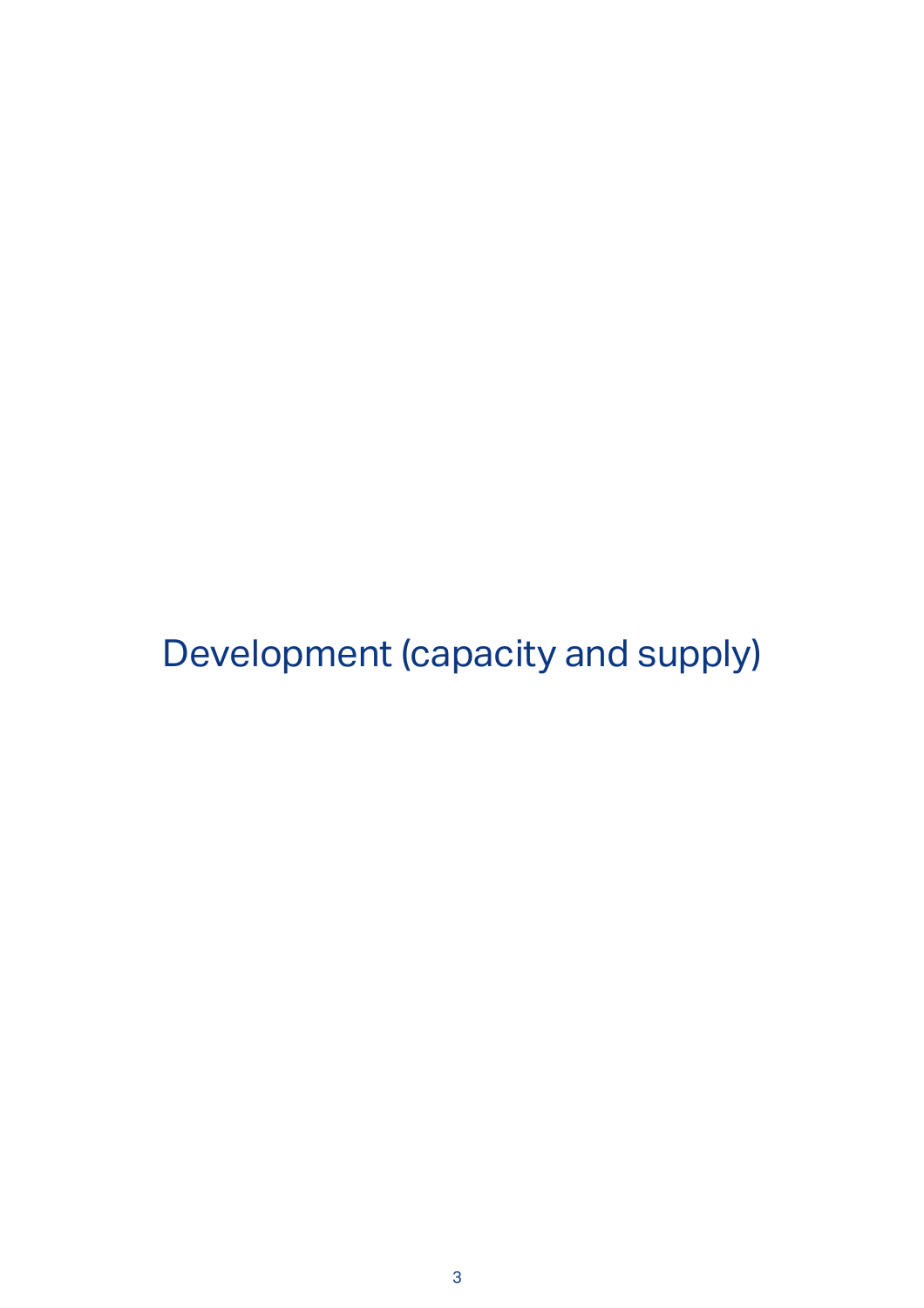# Development (capacity and supply)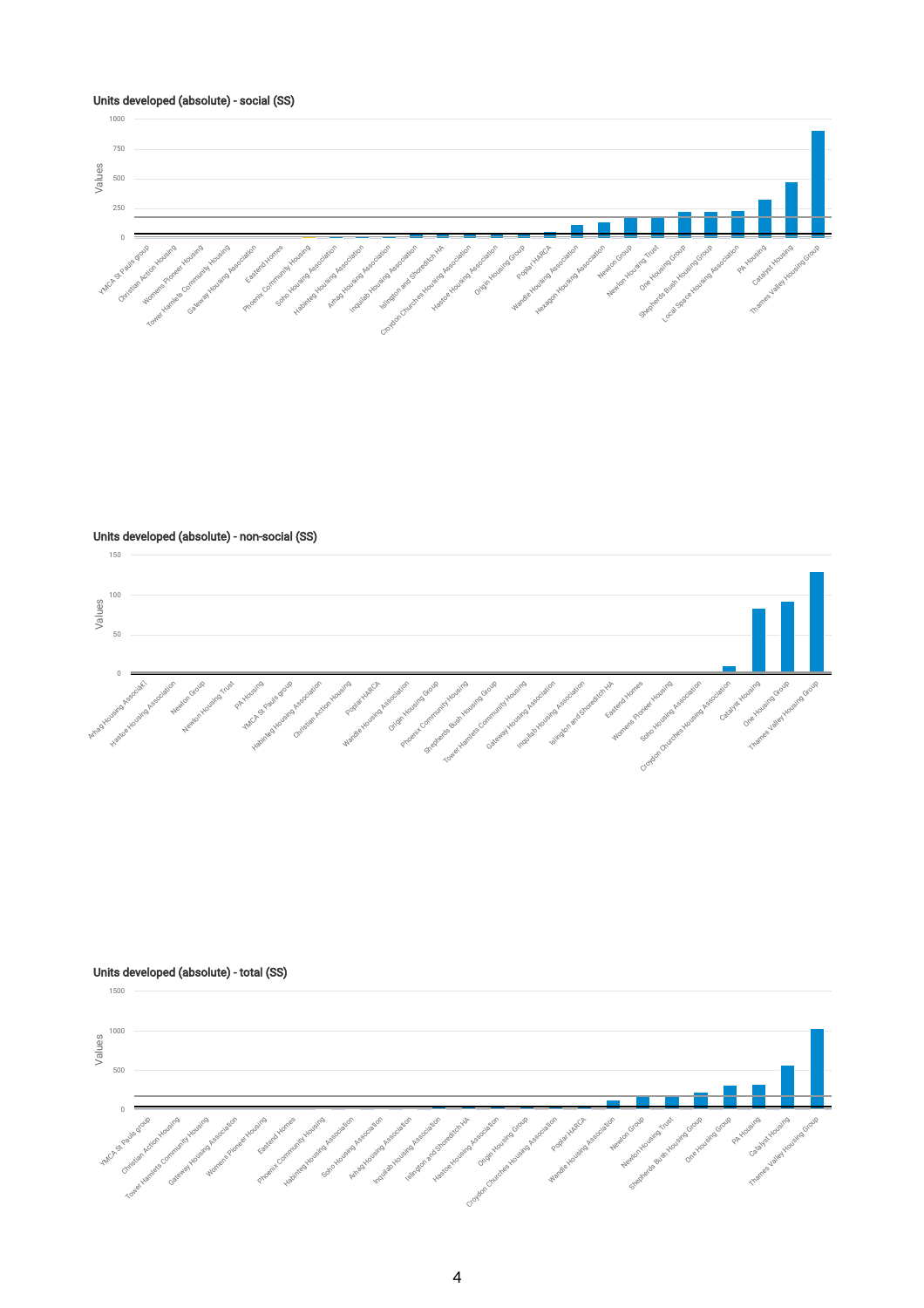### Units developed (absolute) - social (SS)

Values: 0, 250, 500, 750, 1000

YMCA St Pauls group, Christian Action Housing, Womens Pioneer Housing, Tower Hamlets Community Housing, Gateway Housing Association, Eastend Homes, Phoenix Community Housing, Soho Housing Association, Habinteg Housing Association, Arhag Housing Association, Inquilab Housing Association, Islington and Shoreditch HA, Croydon Churches Housing Association, Hastoe Housing Association, Origin Housing Group, Poplar HARCA, Wandle Housing Association, Hexagon Housing Association, Newlon Group, Newlon Housing Trust, One Housing Group, Shepherds Bush Housing Group, Local Space Housing Association, PA Housing, Catalyst Housing, Thames Valley Housing Group

### Units developed (absolute) - non-social (SS)

Values: 0, 50, 100, 150

Arhag Housing Associati, Hastoe Housing Association, Newlon Group, Newlon Housing Trust, PA Housing, YMCA St Pauls group, Habinteg Housing Association, Christian Action Housing, Poplar HARCA, Wandle Housing Association, Origin Housing Group, Phoenix Community Housing, Shepherds Bush Housing Group, Tower Hamlets Community Housing, Gateway Housing Association, Inquilab Housing Association, Islington and Shoreditch HA, Eastend Homes, Womens Pioneer Housing, Soho Housing Association, Croydon Churches Housing Association, Catalyst Housing, One Housing Group, Thames Valley Housing Group

### Units developed (absolute) - total (SS)

Values: 0, 500, 1000, 1500

YMCA St Pauls group, Christian Action Housing, Tower Hamlets Community Housing, Gateway Housing Association, Womens Pioneer Housing, Eastend Homes, Phoenix Community Housing, Habinteg Housing Association, Soho Housing Association, Arhag Housing Association, Inquilab Housing Association, Islington and Shoreditch HA, Hastoe Housing Association, Origin Housing Group, Croydon Churches Housing Association, Poplar HARCA, Wandle Housing Association, Newlon Group, Newlon Housing Trust, Shepherds Bush Housing Group, One Housing Group, PA Housing, Catalyst Housing, Thames Valley Housing Group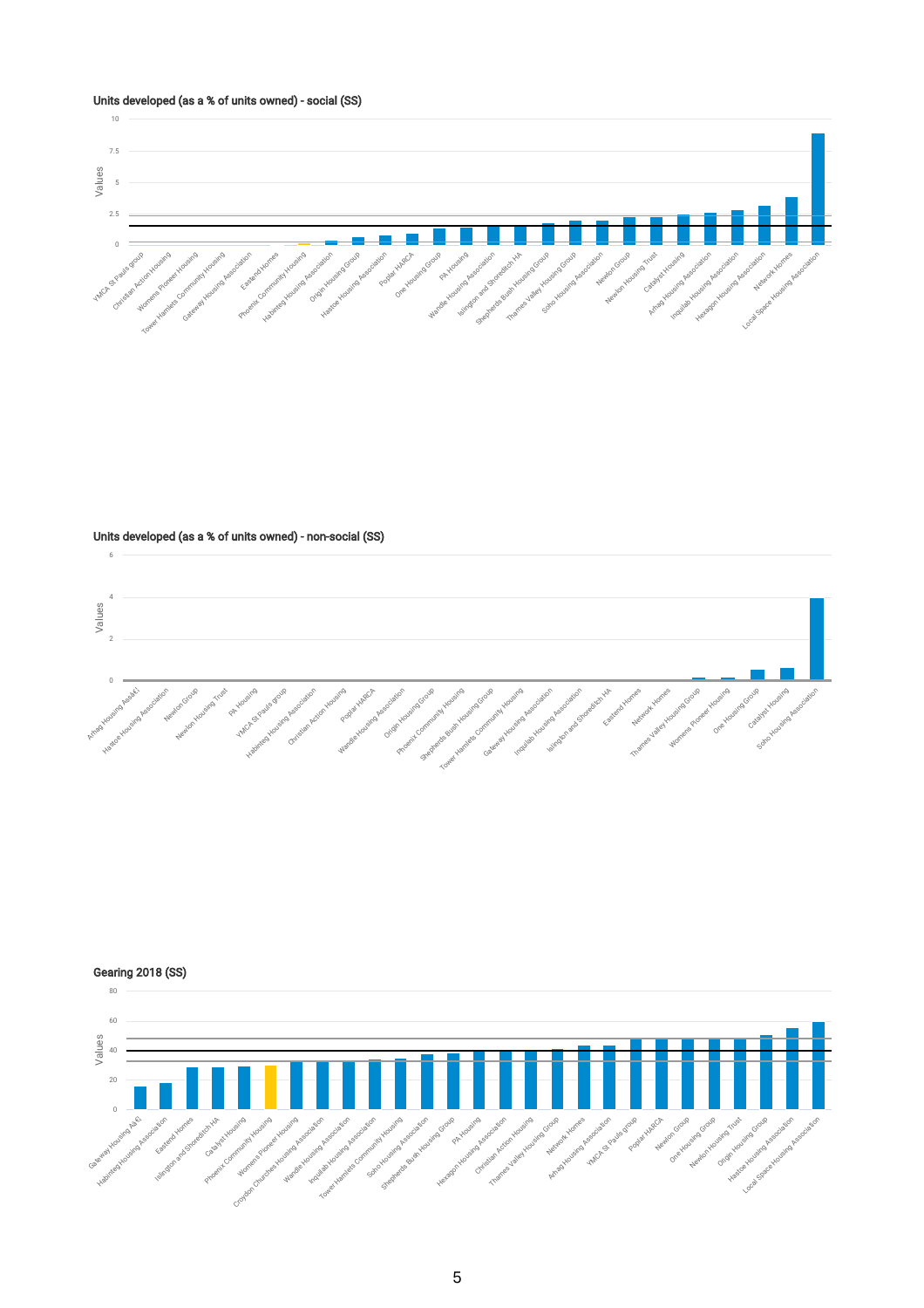### Units developed (as a % of units owned) - social (SS)

Values: 10, 7.5, 5, 2.5, 0

YMCA St Pauls group, Christian Action Housing, Womens Pioneer Housing, Tower Hamlets Community Housing, Gateway Housing Association, Eastend Homes, Phoenix Community Housing, Habinteg Housing Association, Origin Housing Group, Hastoe Housing Association, Poplar HARCA, One Housing Group, PA Housing, Wandle Housing Association, Islington and Shoreditch HA, Shepherds Bush Housing Group, Thames Valley Housing Group, Soho Housing Association, Newlon Group, Newlon Housing Trust, Catalyst Housing, Arhag Housing Association, Inquilab Housing Association, Hexagon Housing Association, Network Homes, Local Space Housing Association

### Units developed (as a % of units owned) - non-social (SS)

Values: 6, 4, 2, 0

Arhag Housing AssMc, Hastoe Housing Association, Newlon Group, Newlon Housing Trust, PA Housing, YMCA St Pauls group, Habinteg Housing Association, Christian Action Housing, Poplar HARCA, Wandle Housing Association, Origin Housing Group, Phoenix Community Housing, Shepherds Bush Housing Group, Tower Hamlets Community Housing, Gateway Housing Association, Inquilab Housing Association, Islington and Shoreditch HA, Eastend Homes, Network Homes, Thames Valley Housing Group, Womens Pioneer Housing, One Housing Group, Catalyst Housing, Soho Housing Association

### Gearing 2018 (SS)

Values: 80, 60, 40, 20, 0

Gateway Housing AsÆ, Habinteg Housing Association, Eastend Homes, Islington and Shoreditch HA, Catalyst Housing, Phoenix Community Housing, Womens Pioneer Housing, Croydon Churches Housing Association, Wandle Housing Association, Inquilab Housing Association, Tower Hamlets Community Housing, Soho Housing Association, Shepherds Bush Housing Group, PA Housing, Hexagon Housing Association, Christian Action Housing, Thames Valley Housing Group, Network Homes, Arhag Housing Association, YMCA St Pauls group, Poplar HARCA, Newlon Group, One Housing Group, Newlon Housing Trust, Origin Housing Group, Hastoe Housing Association, Local Space Housing Association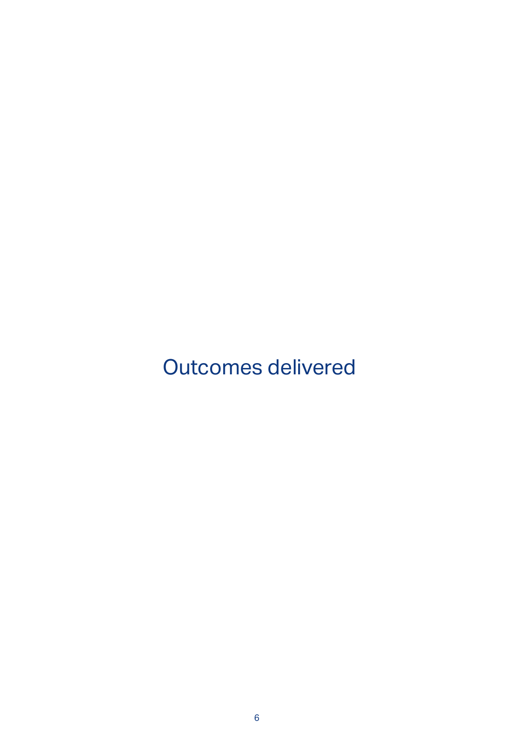# Outcomes delivered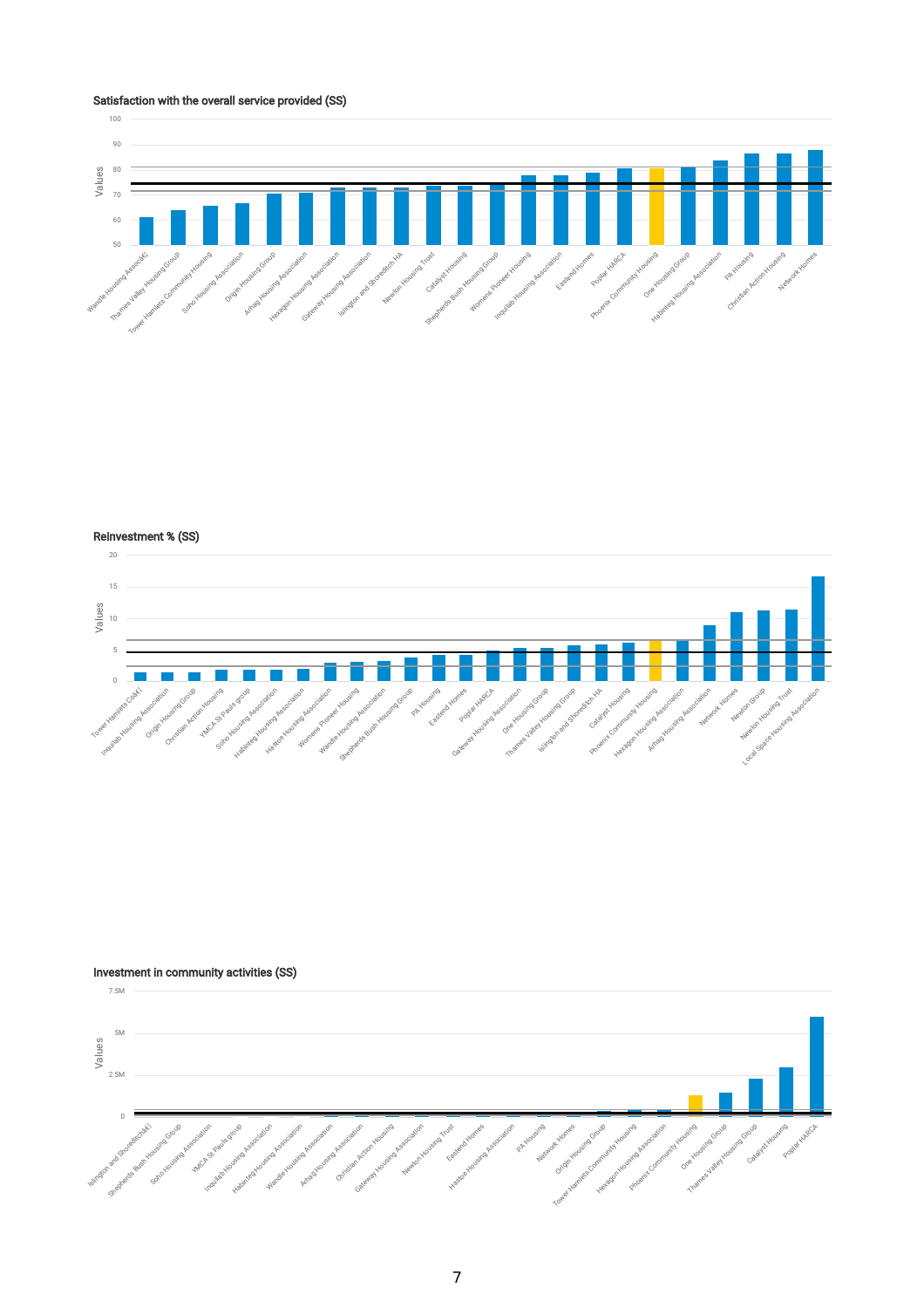### Satisfaction with the overall service provided (SS)

Values

100
90
80
70
60
50

Wandle Housing Associâ€¦, Thames Valley Housing Group, Tower Hamlets Community Housing, Soho Housing Association, Origin Housing Group, Arhag Housing Association, Hexagon Housing Association, Gateway Housing Association, Islington and Shoreditch HA, Newlon Housing Trust, Catalyst Housing, Shepherds Bush Housing Group, Womens Pioneer Housing, Inquilab Housing Association, Eastend Homes, Poplar HARCA, Phoenix Community Housing, One Housing Group, Habinteg Housing Association, PA Housing, Christian Action Housing, Network Homes

### Reinvestment % (SS)

Values

20
15
10
5
0

Tower Hamlets Coâ€¦, Inquilab Housing Association, Origin Housing Group, Christian Action Housing, YMCA St Pauls group, Soho Housing Association, Habinteg Housing Association, Hastoe Housing Association, Womens Pioneer Housing, Wandle Housing Association, Shepherds Bush Housing Group, PA Housing, Eastend Homes, Poplar HARCA, Gateway Housing Association, One Housing Group, Thames Valley Housing Group, Islington and Shoreditch HA, Catalyst Housing, Phoenix Community Housing, Hexagon Housing Association, Arhag Housing Association, Network Homes, Newlon Group, Newlon Housing Trust, Local Space Housing Association

### Investment in community activities (SS)

Values

7.5M
5M
2.5M
0

Islington and Shoreditchâ€¦, Shepherds Bush Housing Group, Soho Housing Association, YMCA St Pauls group, Inquilab Housing Association, Habinteg Housing Association, Wandle Housing Association, Arhag Housing Association, Christian Action Housing, Gateway Housing Association, Newlon Housing Trust, Eastend Homes, Hastoe Housing Association, PA Housing, Network Homes, Origin Housing Group, Tower Hamlets Community Housing, Hexagon Housing Association, Phoenix Community Housing, One Housing Group, Thames Valley Housing Group, Catalyst Housing, Poplar HARCA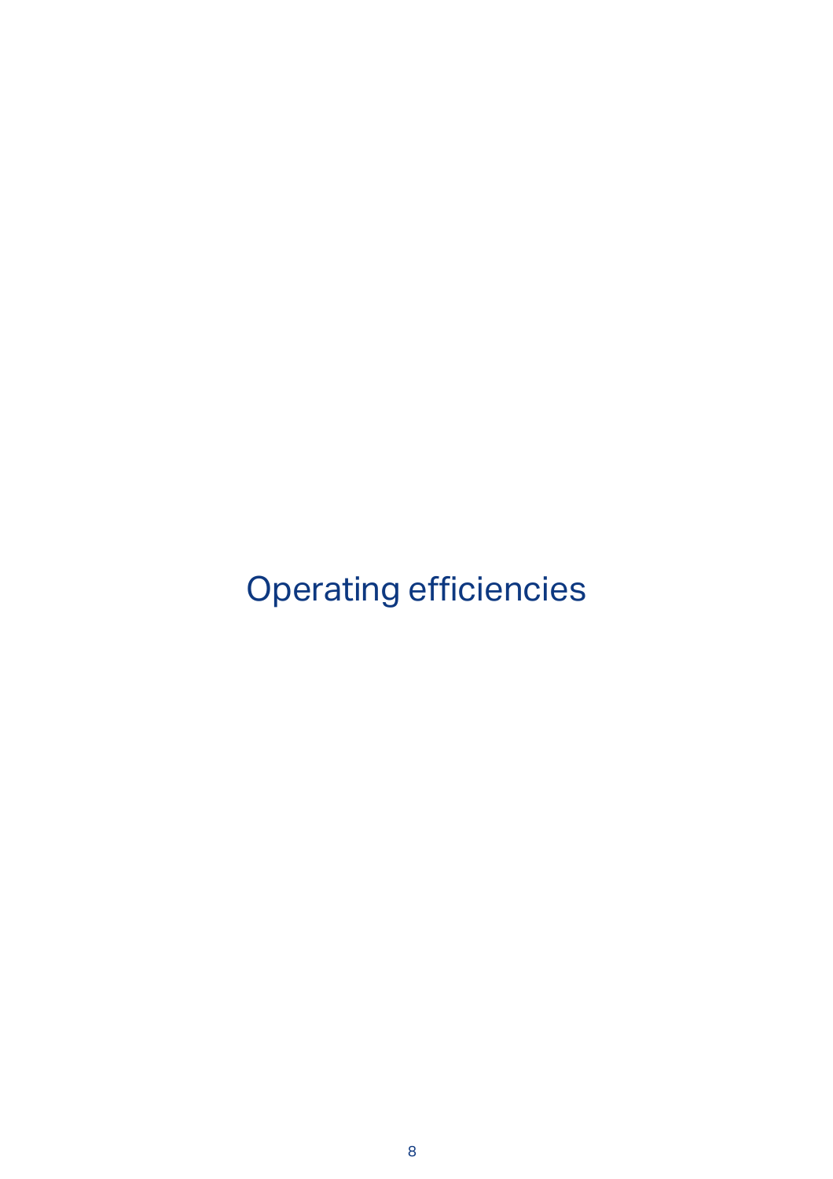# Operating efficiencies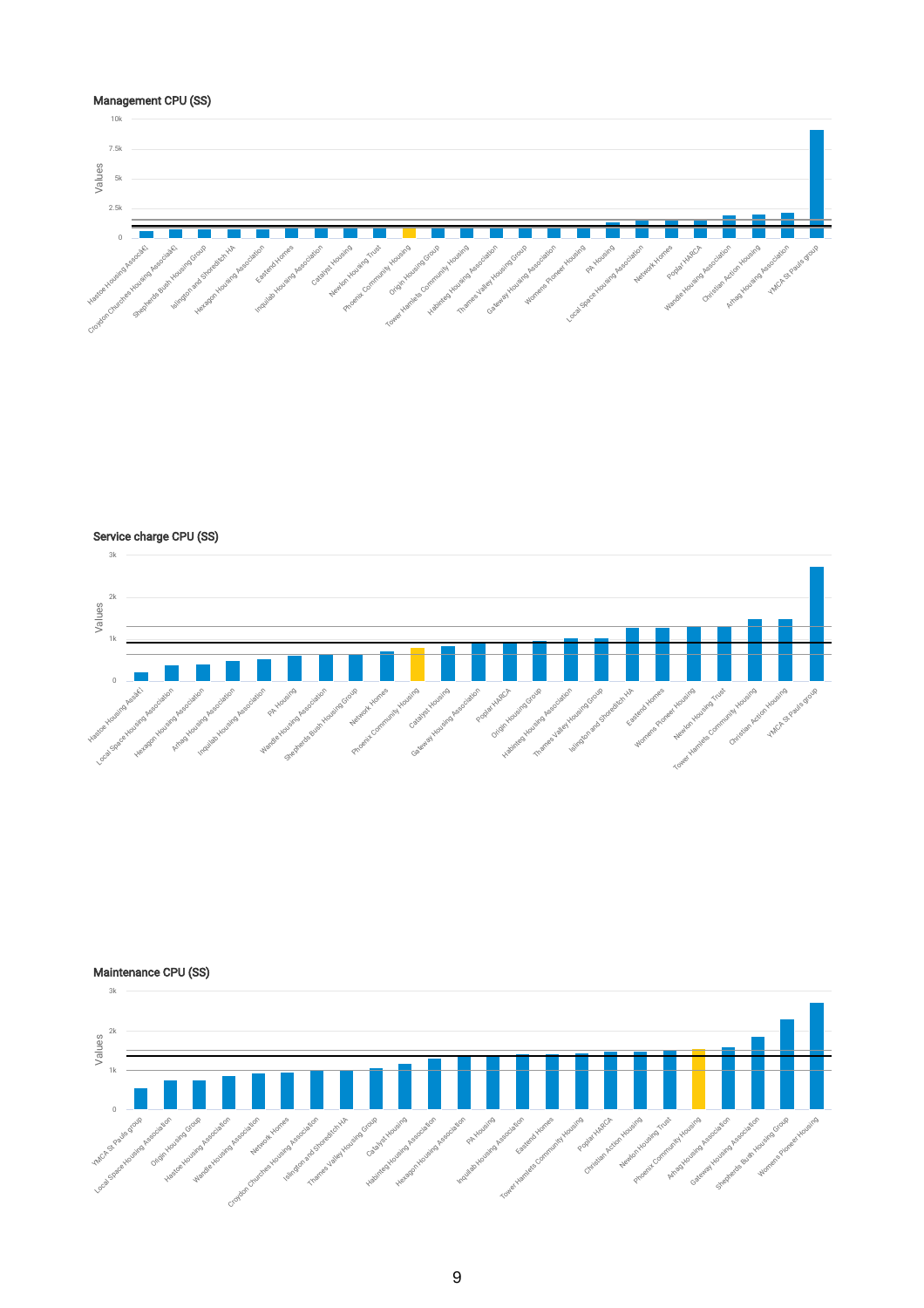**Management CPU (SS)**

Values

10k
7.5k
5k
2.5k
0

Hastoe Housing Associâ€¦, Croydon Churches Housing Associatiâ€¦, Shepherds Bush Housing Group, Islington and Shoreditch HA, Hexagon Housing Association, Eastend Homes, Inquilab Housing Association, Catalyst Housing, Newlon Housing Trust, Phoenix Community Housing, Origin Housing Group, Tower Hamlets Community Housing, Habinteg Housing Association, Thames Valley Housing Group, Gateway Housing Association, Womens Pioneer Housing, PA Housing, Local Space Housing Association, Network Homes, Poplar HARCA, Wandle Housing Association, Christian Action Housing, Arhag Housing Association, YMCA St Pauls group

**Service charge CPU (SS)**

Values

3k
2k
1k
0

Hastoe Housing Assâ€¦, Local Space Housing Association, Hexagon Housing Association, Arhag Housing Association, Inquilab Housing Association, PA Housing, Wandle Housing Association, Shepherds Bush Housing Group, Network Homes, Phoenix Community Housing, Catalyst Housing, Gateway Housing Association, Poplar HARCA, Origin Housing Group, Habinteg Housing Association, Thames Valley Housing Group, Islington and Shoreditch HA, Eastend Homes, Womens Pioneer Housing, Newlon Housing Trust, Tower Hamlets Community Housing, Christian Action Housing, YMCA St Pauls group

**Maintenance CPU (SS)**

Values

3k
2k
1k
0

YMCA St Pauls group, Local Space Housing Association, Origin Housing Group, Hastoe Housing Association, Wandle Housing Association, Network Homes, Croydon Churches Housing Association, Islington and Shoreditch HA, Thames Valley Housing Group, Catalyst Housing, Habinteg Housing Association, Hexagon Housing Association, PA Housing, Inquilab Housing Association, Eastend Homes, Tower Hamlets Community Housing, Poplar HARCA, Christian Action Housing, Newlon Housing Trust, Phoenix Community Housing, Arhag Housing Association, Gateway Housing Association, Shepherds Bush Housing Group, Womens Pioneer Housing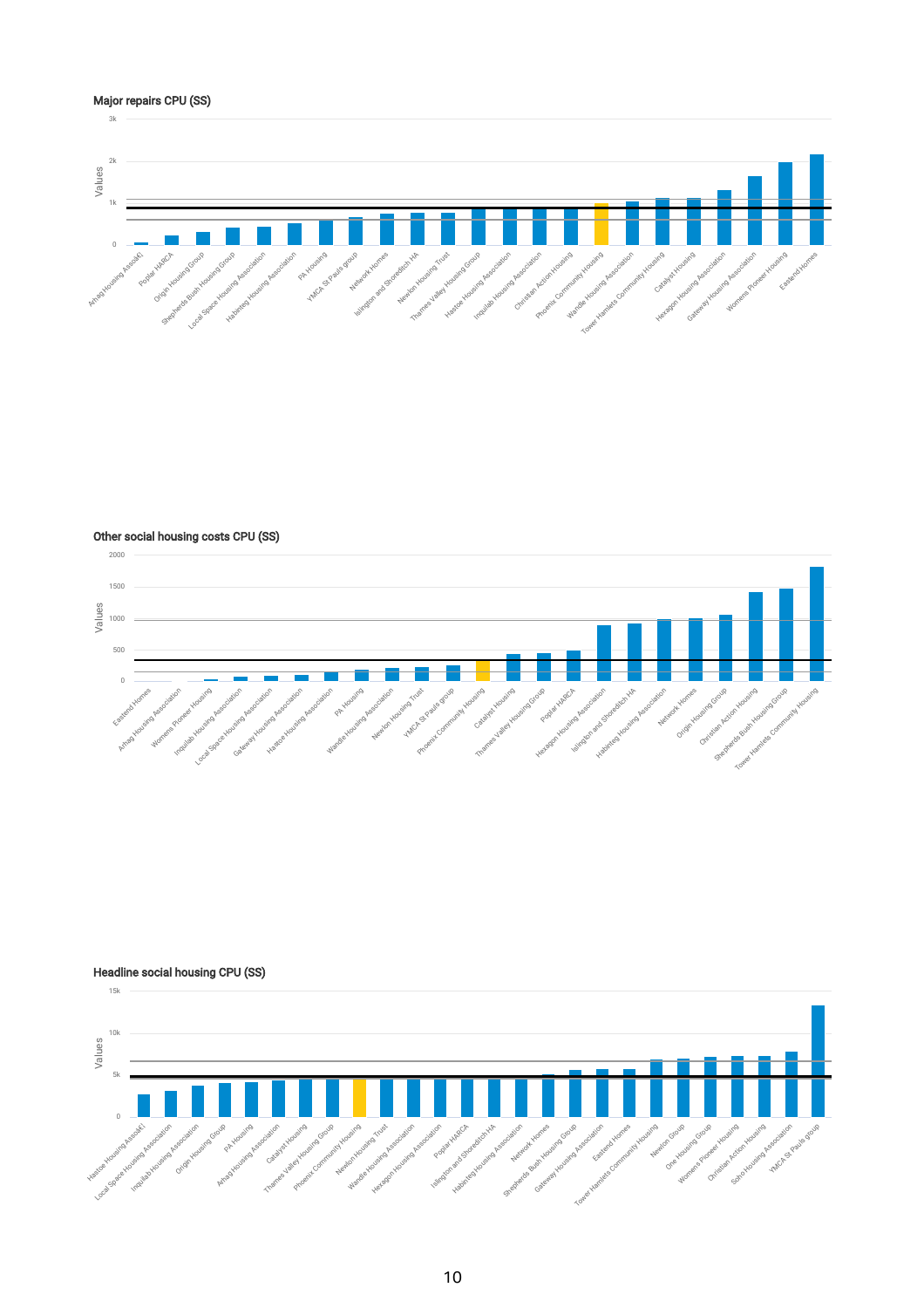### Major repairs CPU (SS)

### Other social housing costs CPU (SS)

### Headline social housing CPU (SS)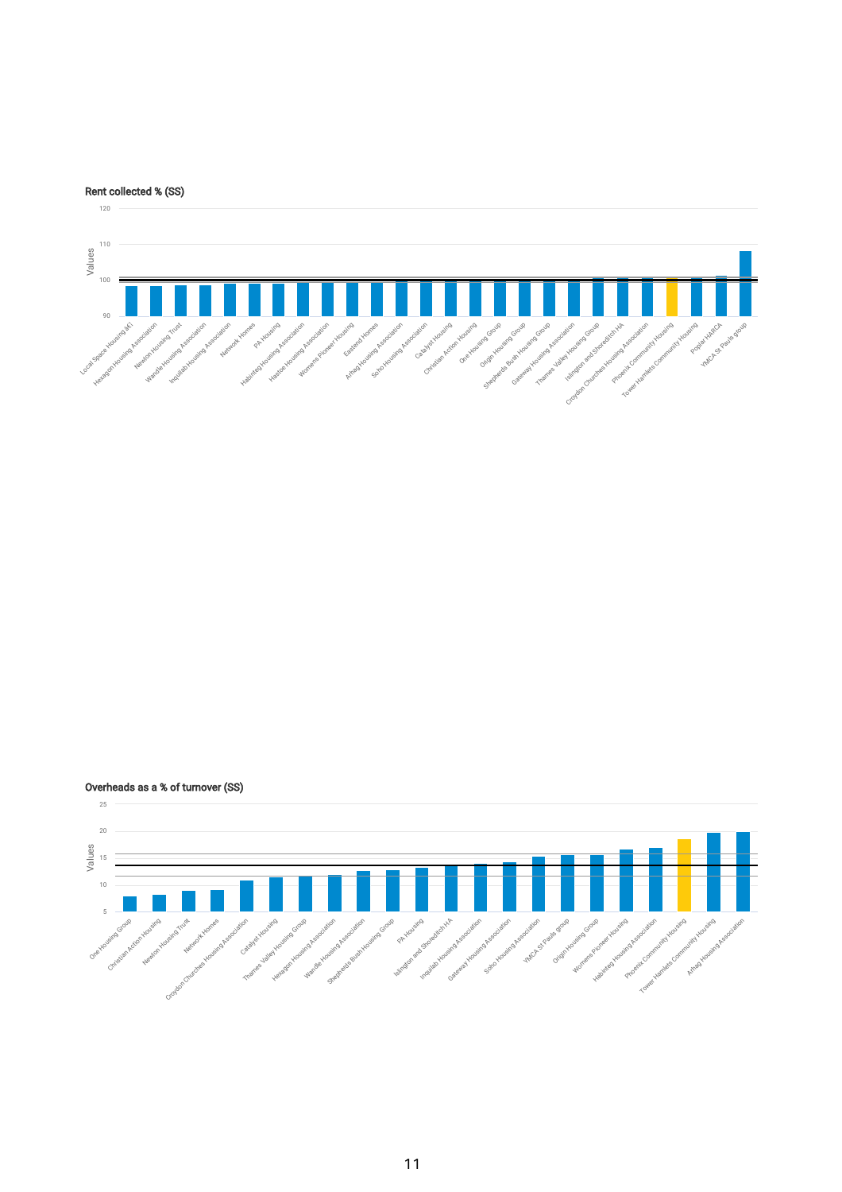**Rent collected % (SS)**

Values

120
110
100
90

Local Space Housing â€\
Hexagon Housing Association
Newlon Housing Trust
Wandle Housing Association
Inquilab Housing Association
Network Homes
PA Housing
Habinteg Housing Association
Hastoe Housing Association
Womens Pioneer Housing
Eastend Homes
Arhag Housing Association
Soho Housing Association
Catalyst Housing
Christian Action Housing
One Housing Group
Origin Housing Group
Shepherds Bush Housing Group
Gateway Housing Association
Thames Valley Housing Group
Islington and Shoreditch HA
Croydon Churches Housing Association
Phoenix Community Housing
Tower Hamlets Community Housing
Poplar HARCA
YMCA St Pauls group

**Overheads as a % of turnover (SS)**

Values

25
20
15
10
5

One Housing Group
Christian Action Housing
Newlon Housing Trust
Network Homes
Croydon Churches Housing Association
Catalyst Housing
Thames Valley Housing Group
Hexagon Housing Association
Wandle Housing Association
Shepherds Bush Housing Group
PA Housing
Islington and Shoreditch HA
Inquilab Housing Association
Gateway Housing Association
Soho Housing Association
YMCA St Pauls group
Origin Housing Group
Womens Pioneer Housing
Habinteg Housing Association
Phoenix Community Housing
Tower Hamlets Community Housing
Arhag Housing Association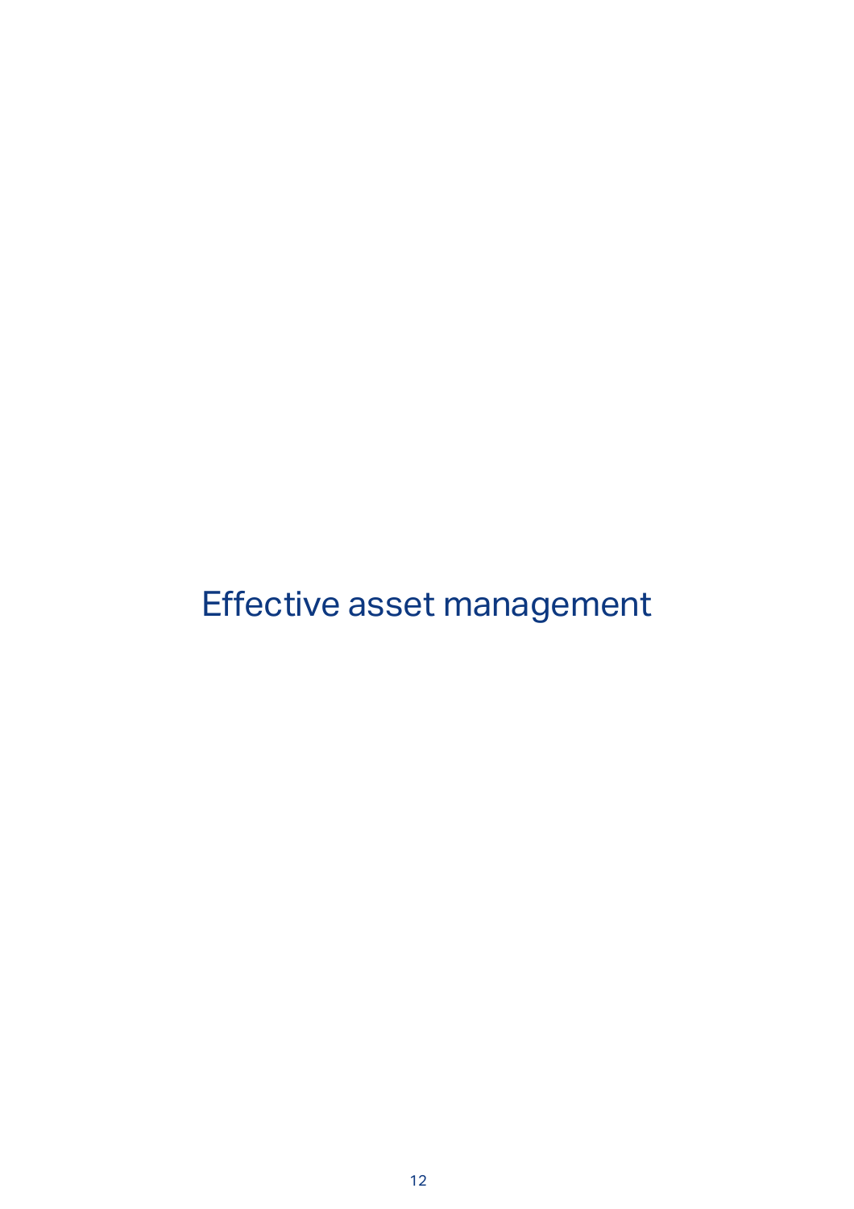# Effective asset management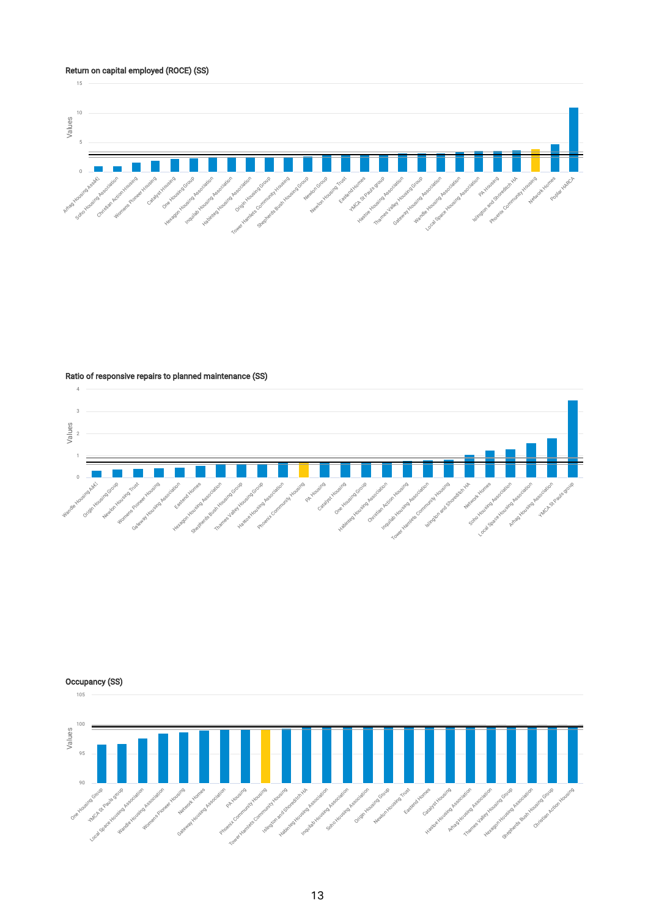### Return on capital employed (ROCE) (SS)

Values: 15, 10, 5, 0

Arhag Housing Assoc, Soho Housing Association, Christian Action Housing, Womens Pioneer Housing, Catalyst Housing, One Housing Group, Hexagon Housing Association, Inquilab Housing Association, Habinteg Housing Association, Origin Housing Group, Tower Hamlets Community Housing, Shepherds Bush Housing Group, Newlon Group, Newlon Housing Trust, Eastend Homes, YMCA St Pauls group, Hastoe Housing Association, Thames Valley Housing Group, Gateway Housing Association, Wandle Housing Association, Local Space Housing Association, PA Housing, Islington and Shoreditch HA, Phoenix Community Housing, Network Homes, Poplar HARCA

### Ratio of responsive repairs to planned maintenance (SS)

Values: 4, 3, 2, 1, 0

Wandle Housing Ass, Origin Housing Group, Newlon Housing Trust, Womens Pioneer Housing, Gateway Housing Association, Eastend Homes, Hexagon Housing Association, Shepherds Bush Housing Group, Thames Valley Housing Group, Hastoe Housing Association, Phoenix Community Housing, PA Housing, Catalyst Housing, One Housing Group, Habinteg Housing Association, Christian Action Housing, Inquilab Housing Association, Tower Hamlets Community Housing, Islington and Shoreditch HA, Network Homes, Soho Housing Association, Local Space Housing Association, Arhag Housing Association, YMCA St Pauls group

### Occupancy (SS)

Values: 105, 100, 95, 90

One Housing Group, YMCA St Pauls group, Local Space Housing Association, Wandle Housing Association, Womens Pioneer Housing, Network Homes, Gateway Housing Association, PA Housing, Phoenix Community Housing, Tower Hamlets Community Housing, Islington and Shoreditch HA, Habinteg Housing Association, Inquilab Housing Association, Soho Housing Association, Origin Housing Group, Newlon Housing Trust, Eastend Homes, Catalyst Housing, Hastoe Housing Association, Arhag Housing Association, Thames Valley Housing Group, Hexagon Housing Association, Shepherds Bush Housing Group, Christian Action Housing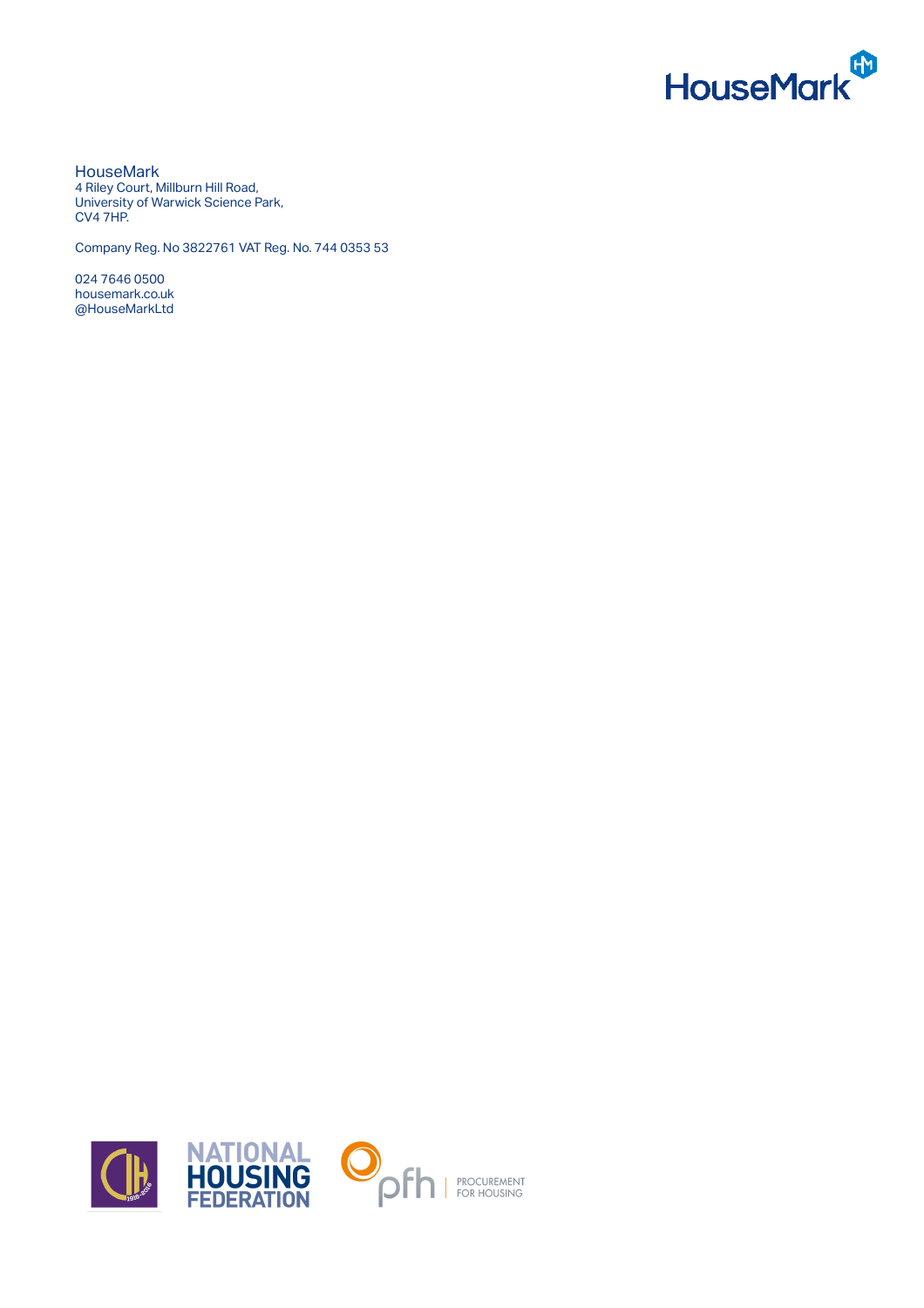HouseMark

4 Riley Court, Millburn Hill Road,
University of Warwick Science Park,
CV4 7HP.

Company Reg. No 3822761 VAT Reg. No. 744 0353 53

024 7646 0500
housemark.co.uk
@HouseMarkLtd